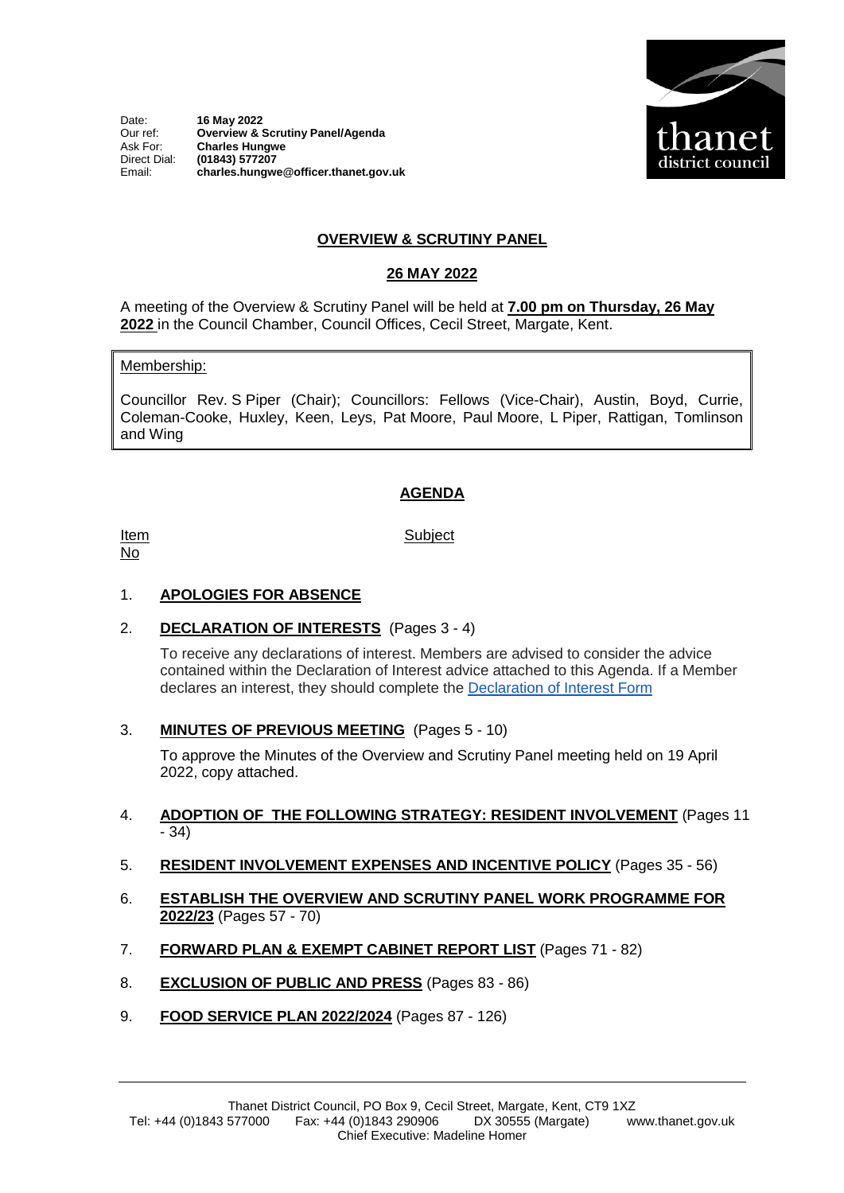Date: **16 May 2022**
Our ref: **Overview & Scrutiny Panel/Agenda**
Ask For: **Charles Hungwe**
Direct Dial: **(01843) 577207**
Email: **charles.hungwe@officer.thanet.gov.uk**

thanet district council

# OVERVIEW & SCRUTINY PANEL

## 26 MAY 2022

A meeting of the Overview & Scrutiny Panel will be held at **7.00 pm on Thursday, 26 May 2022** in the Council Chamber, Council Offices, Cecil Street, Margate, Kent.

Membership:

Councillor Rev. S Piper (Chair); Councillors: Fellows (Vice-Chair), Austin, Boyd, Currie, Coleman-Cooke, Huxley, Keen, Leys, Pat Moore, Paul Moore, L Piper, Rattigan, Tomlinson and Wing

## AGENDA

| Item No | Subject |
|---|---|

1. **APOLOGIES FOR ABSENCE**

2. **DECLARATION OF INTERESTS** (Pages 3 - 4)

   To receive any declarations of interest. Members are advised to consider the advice contained within the Declaration of Interest advice attached to this Agenda. If a Member declares an interest, they should complete the Declaration of Interest Form

3. **MINUTES OF PREVIOUS MEETING** (Pages 5 - 10)

   To approve the Minutes of the Overview and Scrutiny Panel meeting held on 19 April 2022, copy attached.

4. **ADOPTION OF THE FOLLOWING STRATEGY: RESIDENT INVOLVEMENT** (Pages 11 - 34)

5. **RESIDENT INVOLVEMENT EXPENSES AND INCENTIVE POLICY** (Pages 35 - 56)

6. **ESTABLISH THE OVERVIEW AND SCRUTINY PANEL WORK PROGRAMME FOR 2022/23** (Pages 57 - 70)

7. **FORWARD PLAN & EXEMPT CABINET REPORT LIST** (Pages 71 - 82)

8. **EXCLUSION OF PUBLIC AND PRESS** (Pages 83 - 86)

9. **FOOD SERVICE PLAN 2022/2024** (Pages 87 - 126)

Thanet District Council, PO Box 9, Cecil Street, Margate, Kent, CT9 1XZ
Tel: +44 (0)1843 577000 Fax: +44 (0)1843 290906 DX 30555 (Margate) www.thanet.gov.uk
Chief Executive: Madeline Homer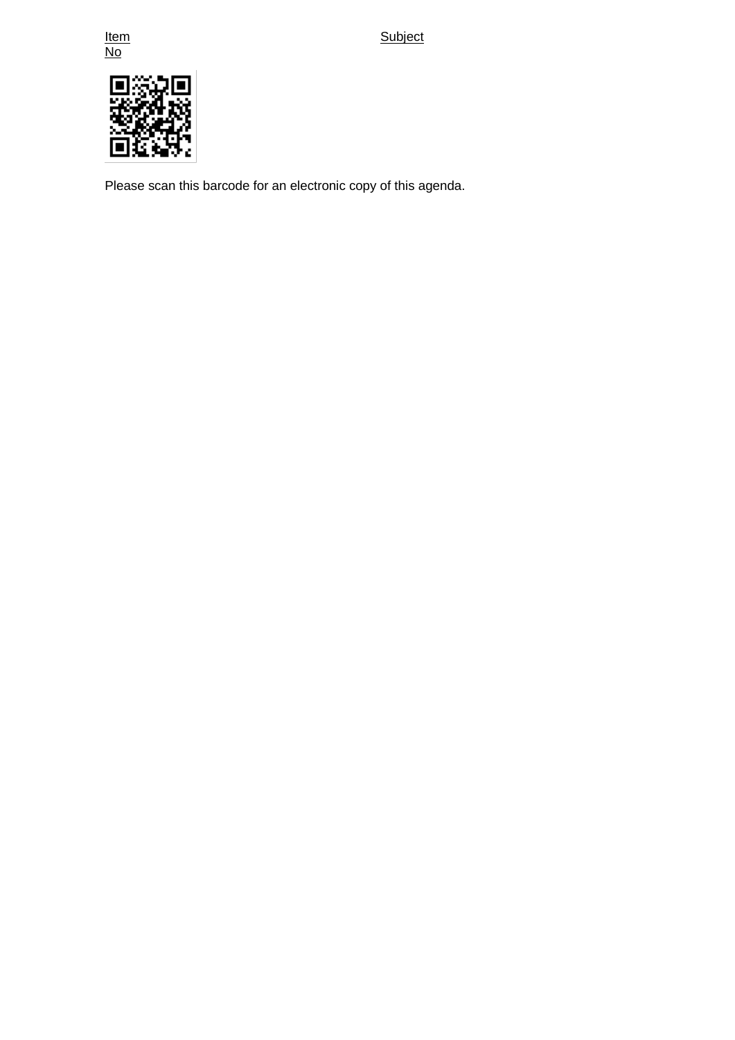| Item No | Subject |
|---|---|

Please scan this barcode for an electronic copy of this agenda.